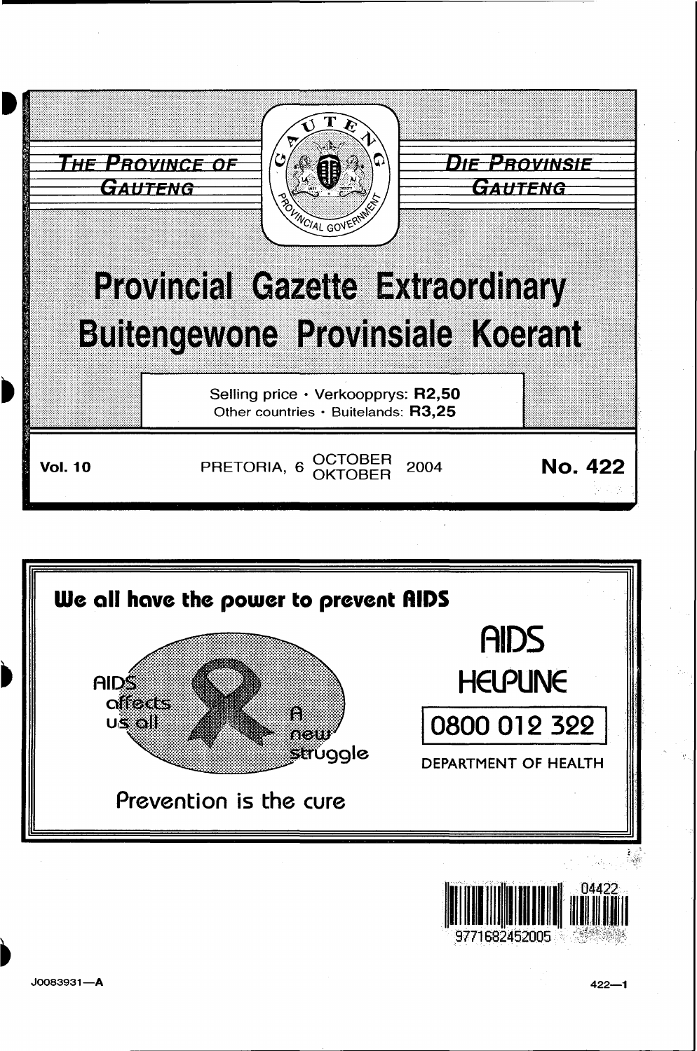**THE PROVINCE OF GAUTENG**

**DIE PROVINSIE GAUTENG**

# Provincial Gazette Extraordinary

# Buitengewone Provinsiale Koerant

Selling price · Verkoopprys: **R2,50**
Other countries · Buitelands: **R3,25**

**Vol. 10** PRETORIA, 6 OCTOBER OKTOBER 2004 **No. 422**

**We all have the power to prevent AIDS**

AIDS affects us all

A new struggle

Prevention is the cure

AIDS HELPLINE

0800 012 322

DEPARTMENT OF HEALTH

J0083931—A

422—1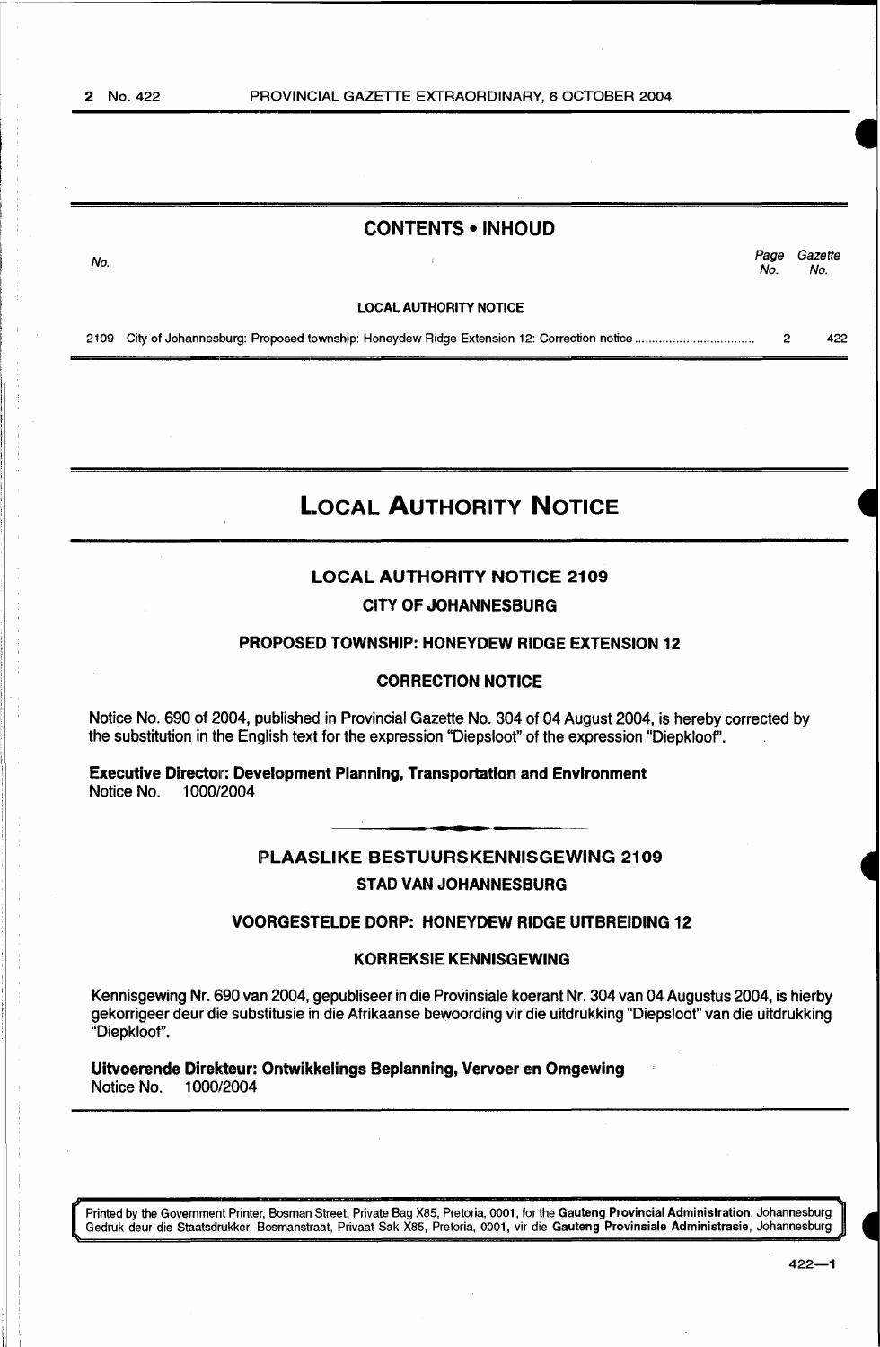## CONTENTS • INHOUD

| No. | | Page No. | Gazette No. |
|---|---|---|---|
| | **LOCAL AUTHORITY NOTICE** | | |
| 2109 | City of Johannesburg: Proposed township: Honeydew Ridge Extension 12: Correction notice | 2 | 422 |

# LOCAL AUTHORITY NOTICE

### LOCAL AUTHORITY NOTICE 2109

### CITY OF JOHANNESBURG

### PROPOSED TOWNSHIP: HONEYDEW RIDGE EXTENSION 12

### CORRECTION NOTICE

Notice No. 690 of 2004, published in Provincial Gazette No. 304 of 04 August 2004, is hereby corrected by the substitution in the English text for the expression "Diepsloot" of the expression "Diepkloof".

**Executive Director: Development Planning, Transportation and Environment**
Notice No. 1000/2004

### PLAASLIKE BESTUURSKENNISGEWING 2109

### STAD VAN JOHANNESBURG

### VOORGESTELDE DORP: HONEYDEW RIDGE UITBREIDING 12

### KORREKSIE KENNISGEWING

Kennisgewing Nr. 690 van 2004, gepubliseer in die Provinsiale koerant Nr. 304 van 04 Augustus 2004, is hierby gekorrigeer deur die substitusie in die Afrikaanse bewoording vir die uitdrukking "Diepsloot" van die uitdrukking "Diepkloof".

**Uitvoerende Direkteur: Ontwikkelings Beplanning, Vervoer en Omgewing**
Notice No. 1000/2004

Printed by the Government Printer, Bosman Street, Private Bag X85, Pretoria, 0001, for the **Gauteng Provincial Administration**, Johannesburg
Gedruk deur die Staatsdrukker, Bosmanstraat, Privaat Sak X85, Pretoria, 0001, vir die **Gauteng Provinsiale Administrasie**, Johannesburg